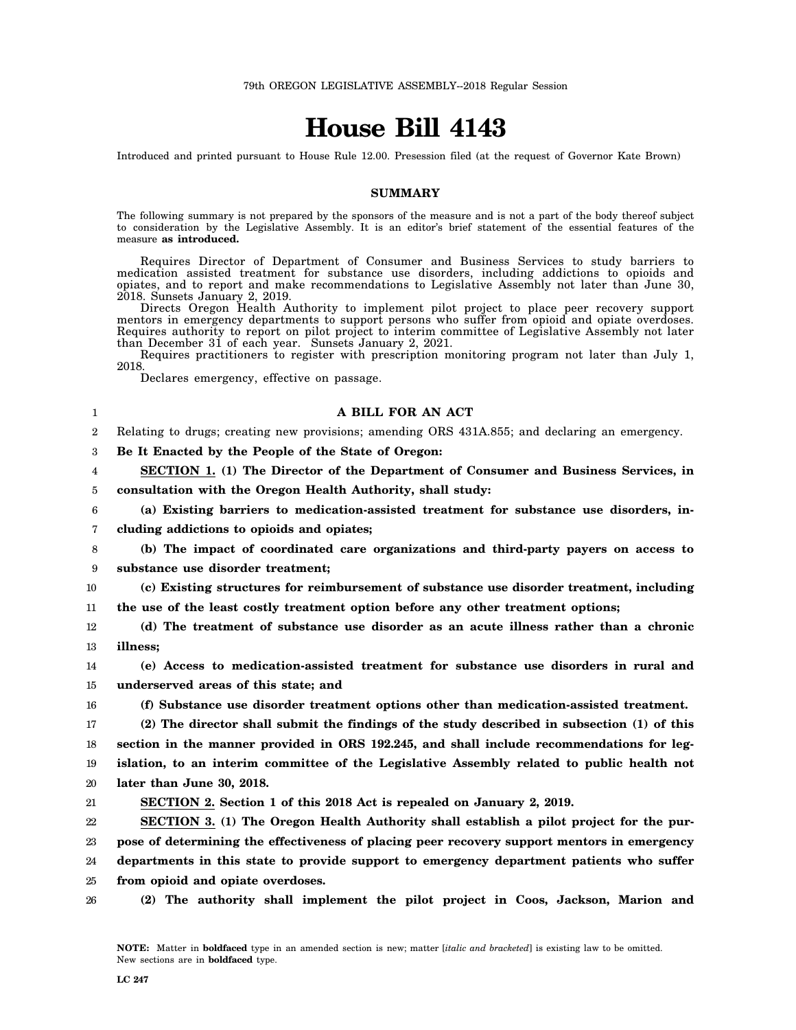79th OREGON LEGISLATIVE ASSEMBLY--2018 Regular Session

# House Bill 4143

Introduced and printed pursuant to House Rule 12.00. Presession filed (at the request of Governor Kate Brown)

## SUMMARY

The following summary is not prepared by the sponsors of the measure and is not a part of the body thereof subject to consideration by the Legislative Assembly. It is an editor's brief statement of the essential features of the measure **as introduced.**

Requires Director of Department of Consumer and Business Services to study barriers to medication assisted treatment for substance use disorders, including addictions to opioids and opiates, and to report and make recommendations to Legislative Assembly not later than June 30, 2018. Sunsets January 2, 2019.

Directs Oregon Health Authority to implement pilot project to place peer recovery support mentors in emergency departments to support persons who suffer from opioid and opiate overdoses. Requires authority to report on pilot project to interim committee of Legislative Assembly not later than December 31 of each year. Sunsets January 2, 2021.

Requires practitioners to register with prescription monitoring program not later than July 1, 2018.

Declares emergency, effective on passage.

### A BILL FOR AN ACT

Relating to drugs; creating new provisions; amending ORS 431A.855; and declaring an emergency.

**Be It Enacted by the People of the State of Oregon:**

**SECTION 1. (1) The Director of the Department of Consumer and Business Services, in consultation with the Oregon Health Authority, shall study:**

**(a) Existing barriers to medication-assisted treatment for substance use disorders, including addictions to opioids and opiates;**

**(b) The impact of coordinated care organizations and third-party payers on access to substance use disorder treatment;**

**(c) Existing structures for reimbursement of substance use disorder treatment, including the use of the least costly treatment option before any other treatment options;**

**(d) The treatment of substance use disorder as an acute illness rather than a chronic illness;**

**(e) Access to medication-assisted treatment for substance use disorders in rural and underserved areas of this state; and**

**(f) Substance use disorder treatment options other than medication-assisted treatment.**

**(2) The director shall submit the findings of the study described in subsection (1) of this section in the manner provided in ORS 192.245, and shall include recommendations for legislation, to an interim committee of the Legislative Assembly related to public health not later than June 30, 2018.**

**SECTION 2. Section 1 of this 2018 Act is repealed on January 2, 2019.**

**SECTION 3. (1) The Oregon Health Authority shall establish a pilot project for the purpose of determining the effectiveness of placing peer recovery support mentors in emergency departments in this state to provide support to emergency department patients who suffer from opioid and opiate overdoses.**

**(2) The authority shall implement the pilot project in Coos, Jackson, Marion and**

NOTE: Matter in **boldfaced** type in an amended section is new; matter [*italic and bracketed*] is existing law to be omitted. New sections are in **boldfaced** type.

LC 247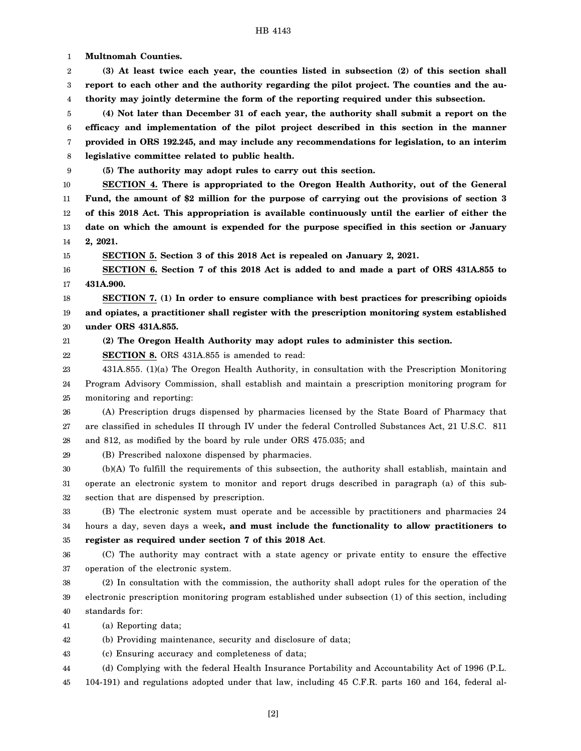**Multnomah Counties.**

**(3) At least twice each year, the counties listed in subsection (2) of this section shall report to each other and the authority regarding the pilot project. The counties and the authority may jointly determine the form of the reporting required under this subsection.**

**(4) Not later than December 31 of each year, the authority shall submit a report on the efficacy and implementation of the pilot project described in this section in the manner provided in ORS 192.245, and may include any recommendations for legislation, to an interim legislative committee related to public health.**

**(5) The authority may adopt rules to carry out this section.**

**SECTION 4. There is appropriated to the Oregon Health Authority, out of the General Fund, the amount of $2 million for the purpose of carrying out the provisions of section 3 of this 2018 Act. This appropriation is available continuously until the earlier of either the date on which the amount is expended for the purpose specified in this section or January 2, 2021.**

**SECTION 5. Section 3 of this 2018 Act is repealed on January 2, 2021.**

**SECTION 6. Section 7 of this 2018 Act is added to and made a part of ORS 431A.855 to 431A.900.**

**SECTION 7. (1) In order to ensure compliance with best practices for prescribing opioids and opiates, a practitioner shall register with the prescription monitoring system established under ORS 431A.855.**

**(2) The Oregon Health Authority may adopt rules to administer this section.**

**SECTION 8.** ORS 431A.855 is amended to read:

431A.855. (1)(a) The Oregon Health Authority, in consultation with the Prescription Monitoring Program Advisory Commission, shall establish and maintain a prescription monitoring program for monitoring and reporting:

(A) Prescription drugs dispensed by pharmacies licensed by the State Board of Pharmacy that are classified in schedules II through IV under the federal Controlled Substances Act, 21 U.S.C. 811 and 812, as modified by the board by rule under ORS 475.035; and

(B) Prescribed naloxone dispensed by pharmacies.

(b)(A) To fulfill the requirements of this subsection, the authority shall establish, maintain and operate an electronic system to monitor and report drugs described in paragraph (a) of this subsection that are dispensed by prescription.

(B) The electronic system must operate and be accessible by practitioners and pharmacies 24 hours a day, seven days a week**, and must include the functionality to allow practitioners to register as required under section 7 of this 2018 Act**.

(C) The authority may contract with a state agency or private entity to ensure the effective operation of the electronic system.

(2) In consultation with the commission, the authority shall adopt rules for the operation of the electronic prescription monitoring program established under subsection (1) of this section, including standards for:

(a) Reporting data;

(b) Providing maintenance, security and disclosure of data;

(c) Ensuring accuracy and completeness of data;

(d) Complying with the federal Health Insurance Portability and Accountability Act of 1996 (P.L. 104-191) and regulations adopted under that law, including 45 C.F.R. parts 160 and 164, federal al-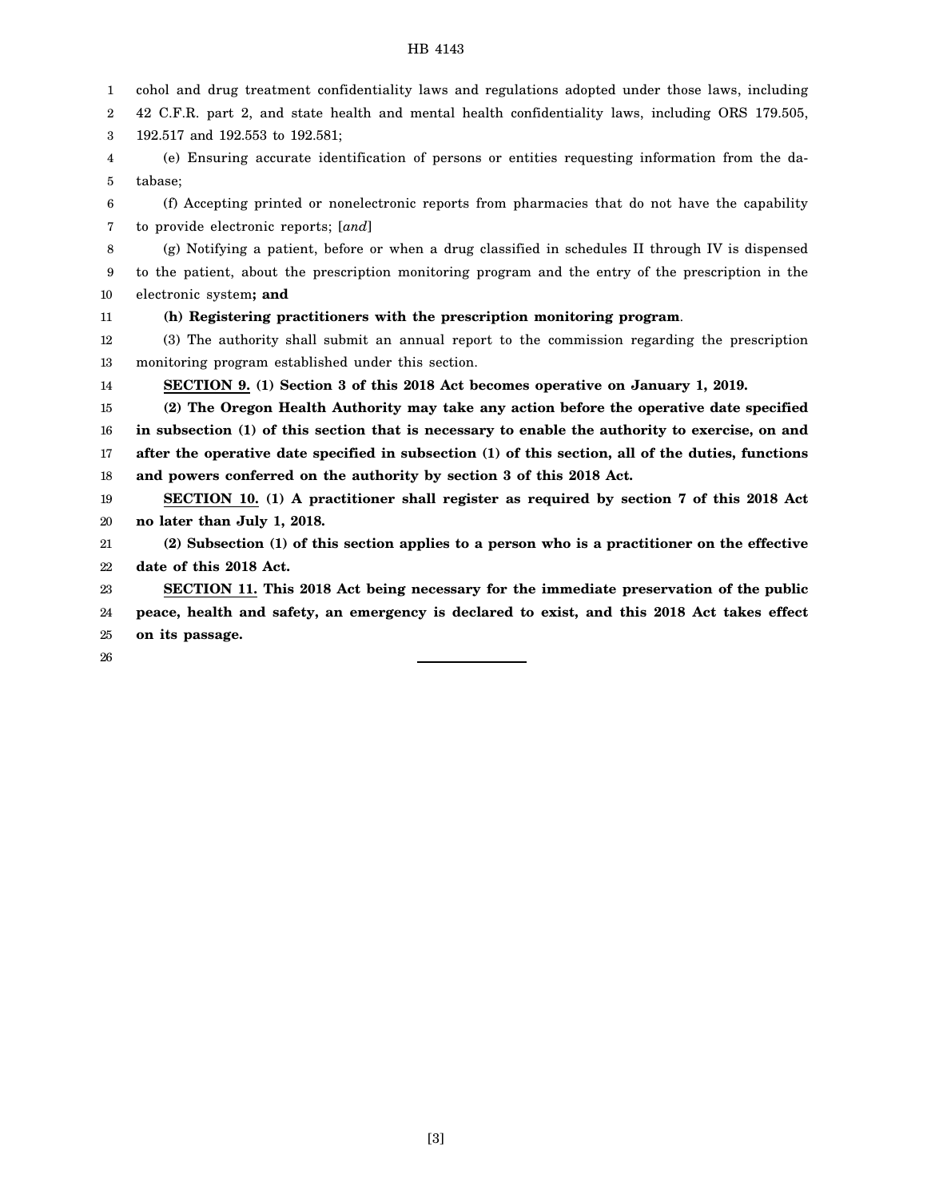cohol and drug treatment confidentiality laws and regulations adopted under those laws, including 42 C.F.R. part 2, and state health and mental health confidentiality laws, including ORS 179.505, 192.517 and 192.553 to 192.581;

(e) Ensuring accurate identification of persons or entities requesting information from the database;

(f) Accepting printed or nonelectronic reports from pharmacies that do not have the capability to provide electronic reports; [*and*]

(g) Notifying a patient, before or when a drug classified in schedules II through IV is dispensed to the patient, about the prescription monitoring program and the entry of the prescription in the electronic system**; and**

**(h) Registering practitioners with the prescription monitoring program**.

(3) The authority shall submit an annual report to the commission regarding the prescription monitoring program established under this section.

**SECTION 9. (1) Section 3 of this 2018 Act becomes operative on January 1, 2019.**

**(2) The Oregon Health Authority may take any action before the operative date specified in subsection (1) of this section that is necessary to enable the authority to exercise, on and after the operative date specified in subsection (1) of this section, all of the duties, functions and powers conferred on the authority by section 3 of this 2018 Act.**

**SECTION 10. (1) A practitioner shall register as required by section 7 of this 2018 Act no later than July 1, 2018.**

**(2) Subsection (1) of this section applies to a person who is a practitioner on the effective date of this 2018 Act.**

**SECTION 11. This 2018 Act being necessary for the immediate preservation of the public peace, health and safety, an emergency is declared to exist, and this 2018 Act takes effect on its passage.**